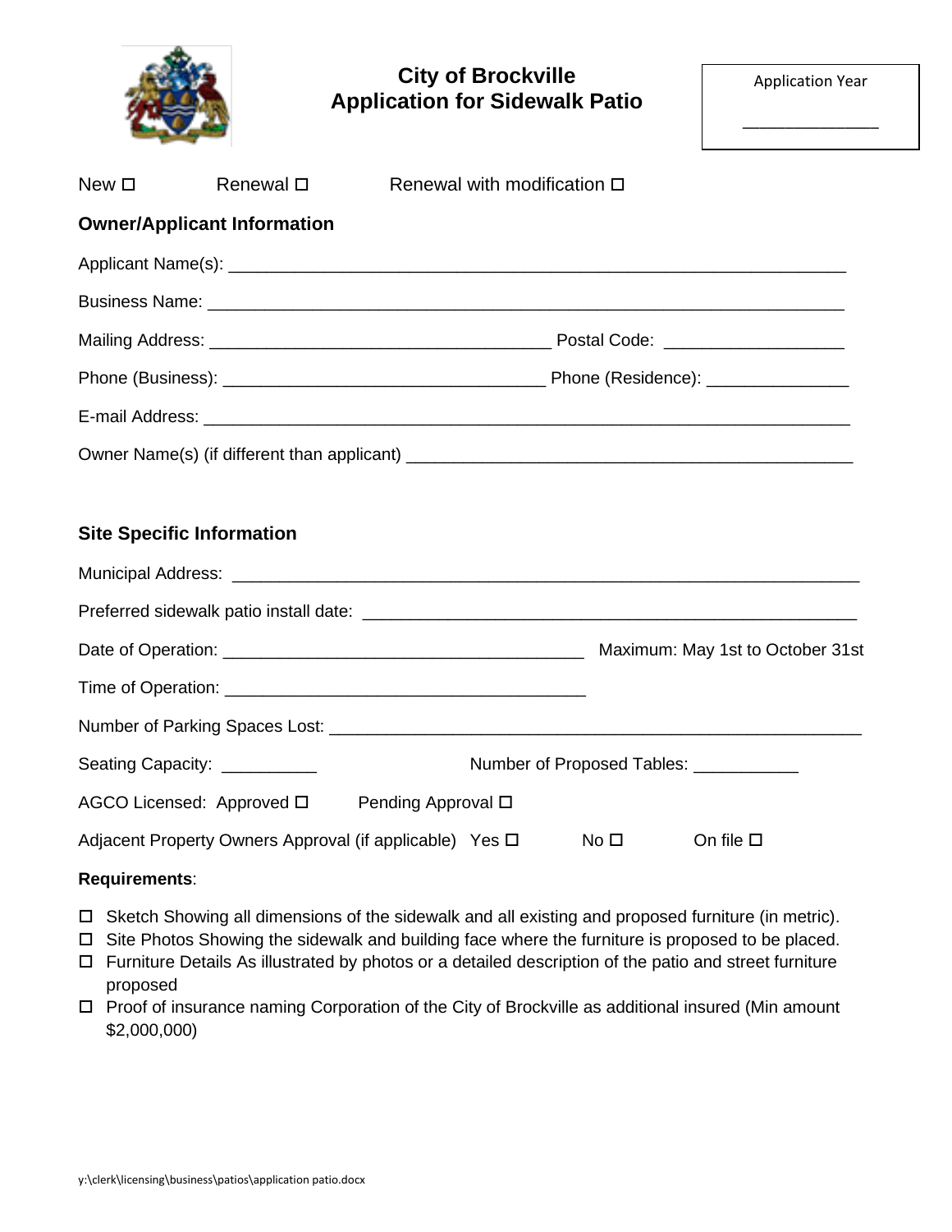# City of Brockville
## Application for Sidewalk Patio

Application Year

_______________

New ☐ Renewal ☐ Renewal with modification ☐

**Owner/Applicant Information**

Applicant Name(s): ___________________________________________________________________

Business Name: ______________________________________________________________________

Mailing Address: _____________________________________ Postal Code: ___________________

Phone (Business): ___________________________________ Phone (Residence): _______________

E-mail Address: ______________________________________________________________________

Owner Name(s) (if different than applicant) ________________________________________________

**Site Specific Information**

Municipal Address: ____________________________________________________________________

Preferred sidewalk patio install date: _____________________________________________________

Date of Operation: _______________________________________ Maximum: May 1st to October 31st

Time of Operation: _______________________________________

Number of Parking Spaces Lost: _________________________________________________________

Seating Capacity: __________ Number of Proposed Tables: ___________

AGCO Licensed: Approved ☐ Pending Approval ☐

Adjacent Property Owners Approval (if applicable) Yes ☐ No ☐ On file ☐

**Requirements**:

- ☐ Sketch Showing all dimensions of the sidewalk and all existing and proposed furniture (in metric).
- ☐ Site Photos Showing the sidewalk and building face where the furniture is proposed to be placed.
- ☐ Furniture Details As illustrated by photos or a detailed description of the patio and street furniture proposed
- ☐ Proof of insurance naming Corporation of the City of Brockville as additional insured (Min amount $2,000,000)

y:\clerk\licensing\business\patios\application patio.docx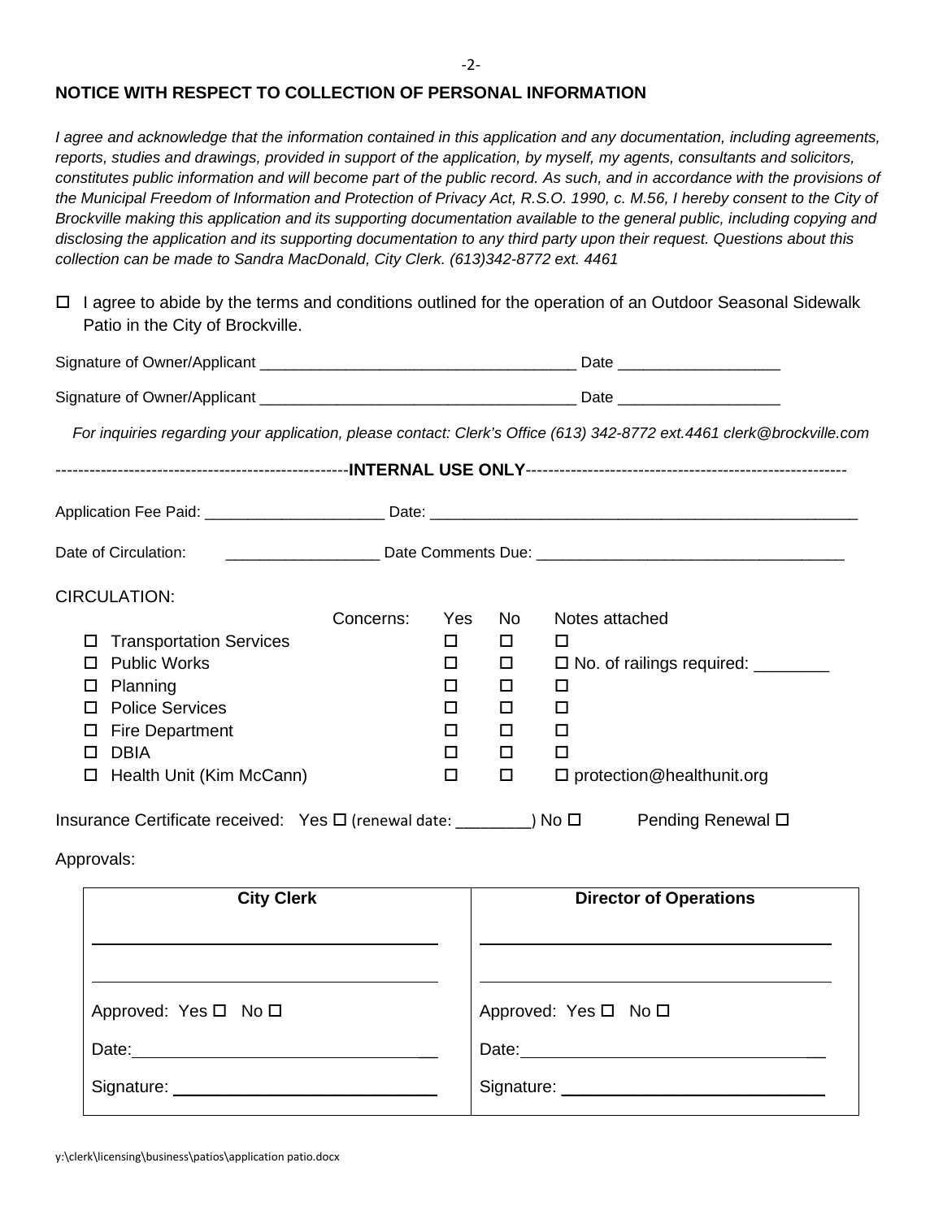## NOTICE WITH RESPECT TO COLLECTION OF PERSONAL INFORMATION

*I agree and acknowledge that the information contained in this application and any documentation, including agreements, reports, studies and drawings, provided in support of the application, by myself, my agents, consultants and solicitors, constitutes public information and will become part of the public record. As such, and in accordance with the provisions of the Municipal Freedom of Information and Protection of Privacy Act, R.S.O. 1990, c. M.56, I hereby consent to the City of Brockville making this application and its supporting documentation available to the general public, including copying and disclosing the application and its supporting documentation to any third party upon their request. Questions about this collection can be made to Sandra MacDonald, City Clerk. (613)342-8772 ext. 4461*

☐ I agree to abide by the terms and conditions outlined for the operation of an Outdoor Seasonal Sidewalk Patio in the City of Brockville.

Signature of Owner/Applicant _____________________________________ Date ___________________

Signature of Owner/Applicant _____________________________________ Date ___________________

*For inquiries regarding your application, please contact: Clerk's Office (613) 342-8772 ext.4461 clerk@brockville.com*

----------------------------------------------------**INTERNAL USE ONLY**--------------------------------------------------------

Application Fee Paid: _____________________ Date: ____________________________________________________

Date of Circulation: __________________ Date Comments Due: ____________________________________

CIRCULATION:

| | Concerns: | Yes | No | Notes attached |
|---|---|---|---|---|
| ☐ Transportation Services | | ☐ | ☐ | ☐ |
| ☐ Public Works | | ☐ | ☐ | ☐ No. of railings required: ________ |
| ☐ Planning | | ☐ | ☐ | ☐ |
| ☐ Police Services | | ☐ | ☐ | ☐ |
| ☐ Fire Department | | ☐ | ☐ | ☐ |
| ☐ DBIA | | ☐ | ☐ | ☐ |
| ☐ Health Unit (Kim McCann) | | ☐ | ☐ | ☐ protection@healthunit.org |

Insurance Certificate received: Yes ☐ (renewal date: ________) No ☐ Pending Renewal ☐

Approvals:

| City Clerk | Director of Operations |
|---|---|
| ___________________________________ | ___________________________________ |
| ___________________________________ | ___________________________________ |
| Approved: Yes ☐ No ☐ | Approved: Yes ☐ No ☐ |
| Date: ______________________________ | Date: ______________________________ |
| Signature: __________________________ | Signature: __________________________ |

y:\clerk\licensing\business\patios\application patio.docx